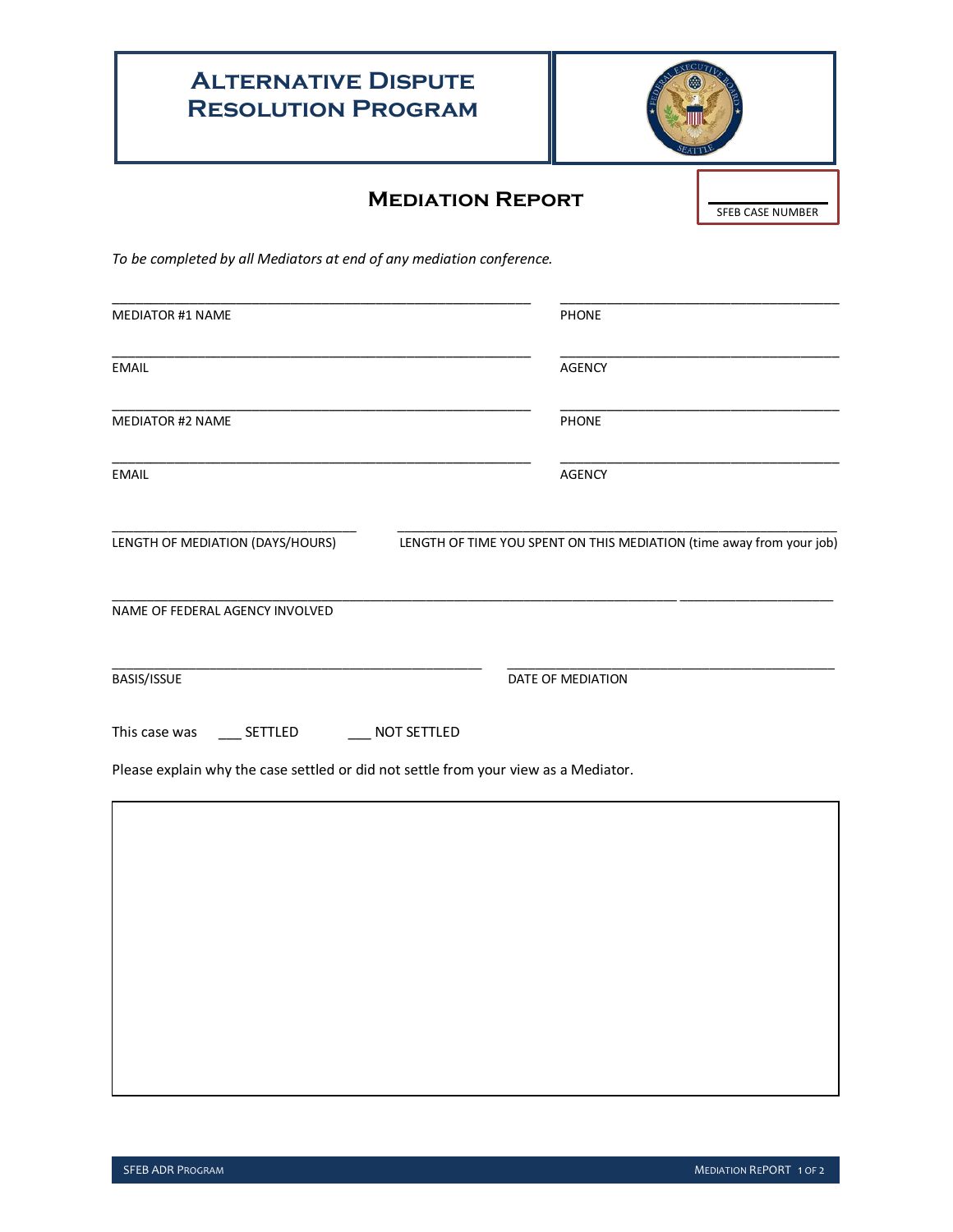# Alternative Dispute Resolution Program

## Mediation Report

_______________
SFEB CASE NUMBER

*To be completed by all Mediators at end of any mediation conference.*

MEDIATOR #1 NAME _______________ PHONE _______________

EMAIL _______________ AGENCY _______________

MEDIATOR #2 NAME _______________ PHONE _______________

EMAIL _______________ AGENCY _______________

LENGTH OF MEDIATION (DAYS/HOURS) _______________ LENGTH OF TIME YOU SPENT ON THIS MEDIATION (time away from your job) _______________

NAME OF FEDERAL AGENCY INVOLVED _______________

BASIS/ISSUE _______________ DATE OF MEDIATION _______________

This case was ___ SETTLED ___ NOT SETTLED

Please explain why the case settled or did not settle from your view as a Mediator.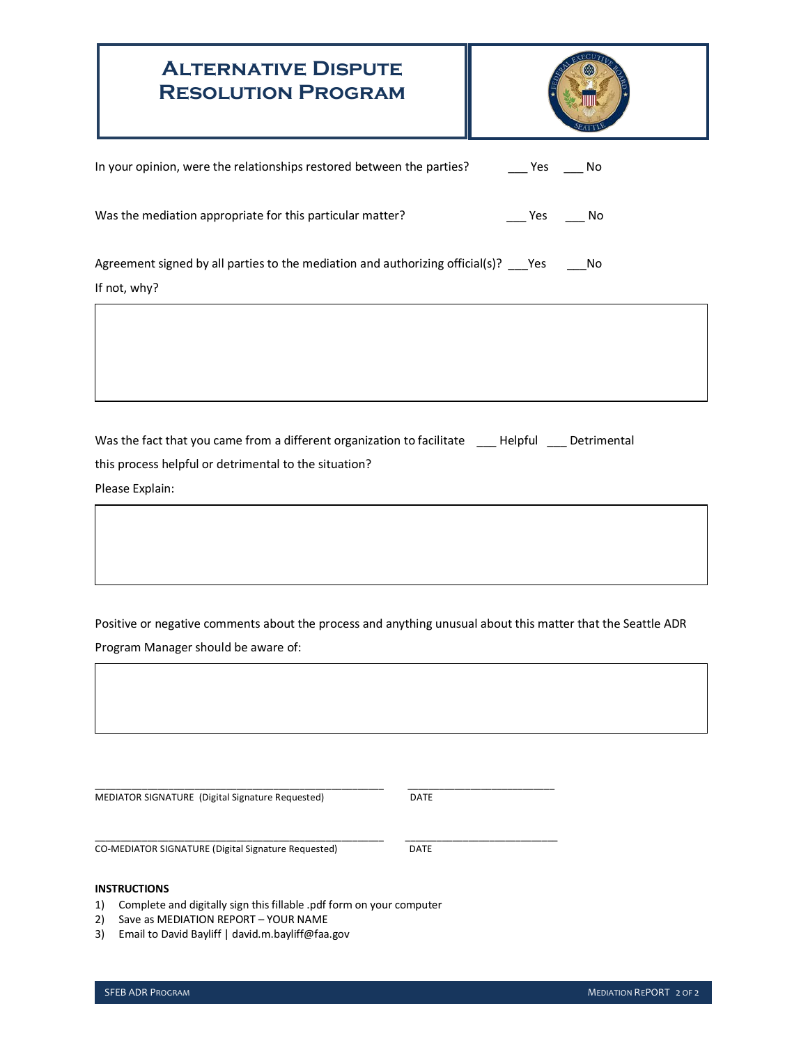# Alternative Dispute Resolution Program

In your opinion, were the relationships restored between the parties? ___ Yes ___ No

Was the mediation appropriate for this particular matter? ___ Yes ___ No

Agreement signed by all parties to the mediation and authorizing official(s)? ___Yes ___No

If not, why?

Was the fact that you came from a different organization to facilitate this process helpful or detrimental to the situation? ___ Helpful ___ Detrimental

Please Explain:

Positive or negative comments about the process and anything unusual about this matter that the Seattle ADR Program Manager should be aware of:

_______________________________________________ _________________________

MEDIATOR SIGNATURE (Digital Signature Requested) DATE

_______________________________________________ _________________________

CO-MEDIATOR SIGNATURE (Digital Signature Requested) DATE

**INSTRUCTIONS**

1) Complete and digitally sign this fillable .pdf form on your computer
2) Save as MEDIATION REPORT – YOUR NAME
3) Email to David Bayliff | david.m.bayliff@faa.gov